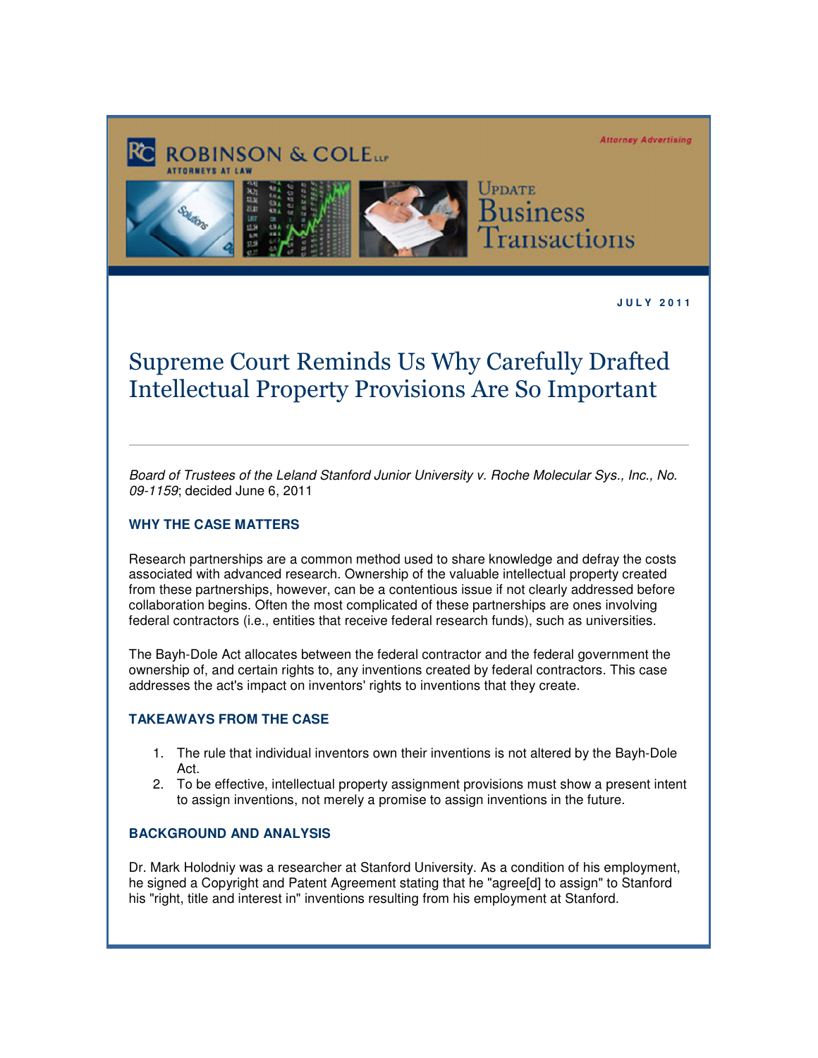ROBINSON & COLE LLP
ATTORNEYS AT LAW

Attorney Advertising

Update
Business Transactions

JULY 2011

# Supreme Court Reminds Us Why Carefully Drafted Intellectual Property Provisions Are So Important

*Board of Trustees of the Leland Stanford Junior University v. Roche Molecular Sys., Inc., No. 09-1159*; decided June 6, 2011

### WHY THE CASE MATTERS

Research partnerships are a common method used to share knowledge and defray the costs associated with advanced research. Ownership of the valuable intellectual property created from these partnerships, however, can be a contentious issue if not clearly addressed before collaboration begins. Often the most complicated of these partnerships are ones involving federal contractors (i.e., entities that receive federal research funds), such as universities.

The Bayh-Dole Act allocates between the federal contractor and the federal government the ownership of, and certain rights to, any inventions created by federal contractors. This case addresses the act's impact on inventors' rights to inventions that they create.

### TAKEAWAYS FROM THE CASE

1. The rule that individual inventors own their inventions is not altered by the Bayh-Dole Act.
2. To be effective, intellectual property assignment provisions must show a present intent to assign inventions, not merely a promise to assign inventions in the future.

### BACKGROUND AND ANALYSIS

Dr. Mark Holodniy was a researcher at Stanford University. As a condition of his employment, he signed a Copyright and Patent Agreement stating that he "agree[d] to assign" to Stanford his "right, title and interest in" inventions resulting from his employment at Stanford.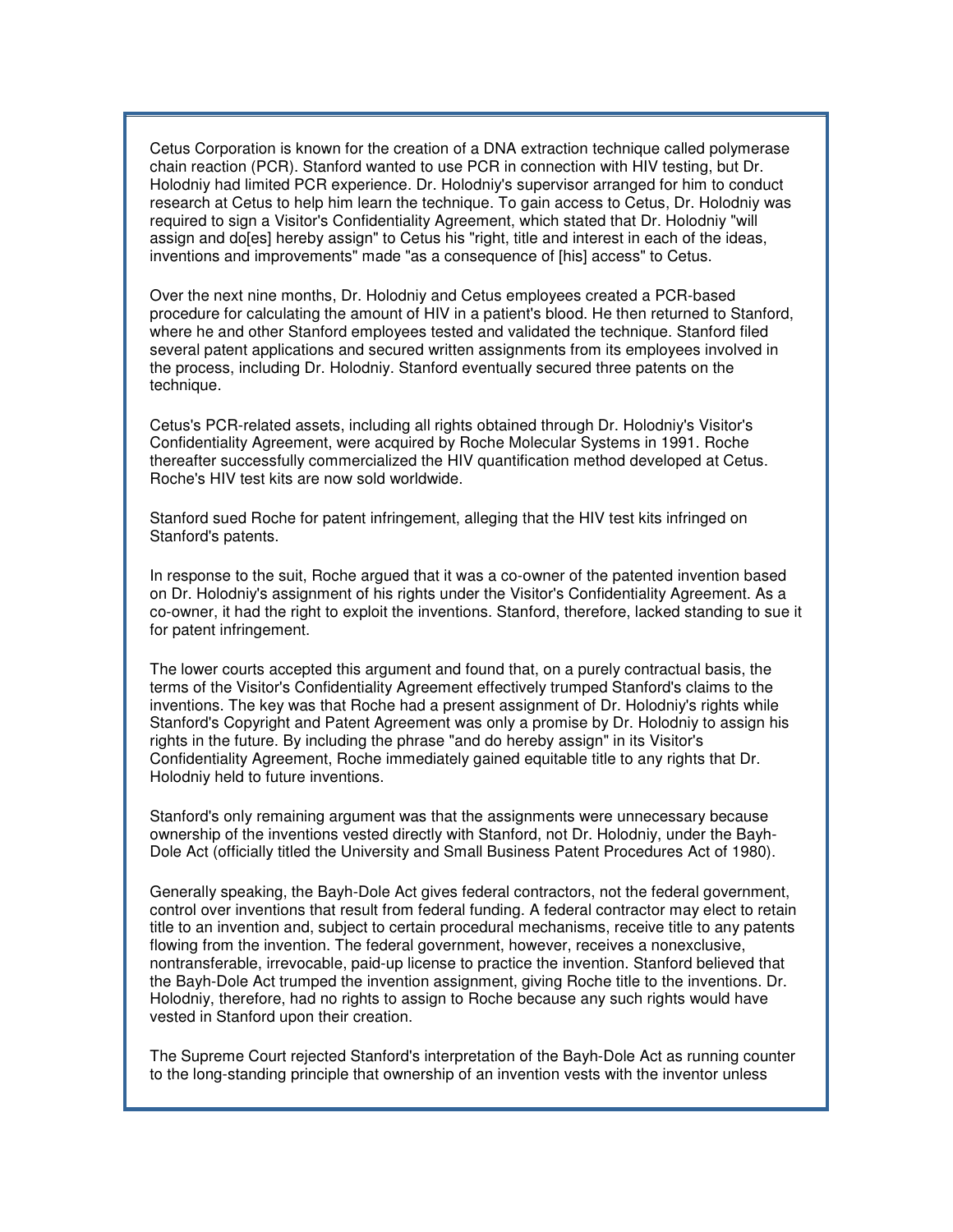Cetus Corporation is known for the creation of a DNA extraction technique called polymerase chain reaction (PCR). Stanford wanted to use PCR in connection with HIV testing, but Dr. Holodniy had limited PCR experience. Dr. Holodniy's supervisor arranged for him to conduct research at Cetus to help him learn the technique. To gain access to Cetus, Dr. Holodniy was required to sign a Visitor's Confidentiality Agreement, which stated that Dr. Holodniy "will assign and do[es] hereby assign" to Cetus his "right, title and interest in each of the ideas, inventions and improvements" made "as a consequence of [his] access" to Cetus.

Over the next nine months, Dr. Holodniy and Cetus employees created a PCR-based procedure for calculating the amount of HIV in a patient's blood. He then returned to Stanford, where he and other Stanford employees tested and validated the technique. Stanford filed several patent applications and secured written assignments from its employees involved in the process, including Dr. Holodniy. Stanford eventually secured three patents on the technique.

Cetus's PCR-related assets, including all rights obtained through Dr. Holodniy's Visitor's Confidentiality Agreement, were acquired by Roche Molecular Systems in 1991. Roche thereafter successfully commercialized the HIV quantification method developed at Cetus. Roche's HIV test kits are now sold worldwide.

Stanford sued Roche for patent infringement, alleging that the HIV test kits infringed on Stanford's patents.

In response to the suit, Roche argued that it was a co-owner of the patented invention based on Dr. Holodniy's assignment of his rights under the Visitor's Confidentiality Agreement. As a co-owner, it had the right to exploit the inventions. Stanford, therefore, lacked standing to sue it for patent infringement.

The lower courts accepted this argument and found that, on a purely contractual basis, the terms of the Visitor's Confidentiality Agreement effectively trumped Stanford's claims to the inventions. The key was that Roche had a present assignment of Dr. Holodniy's rights while Stanford's Copyright and Patent Agreement was only a promise by Dr. Holodniy to assign his rights in the future. By including the phrase "and do hereby assign" in its Visitor's Confidentiality Agreement, Roche immediately gained equitable title to any rights that Dr. Holodniy held to future inventions.

Stanford's only remaining argument was that the assignments were unnecessary because ownership of the inventions vested directly with Stanford, not Dr. Holodniy, under the Bayh-Dole Act (officially titled the University and Small Business Patent Procedures Act of 1980).

Generally speaking, the Bayh-Dole Act gives federal contractors, not the federal government, control over inventions that result from federal funding. A federal contractor may elect to retain title to an invention and, subject to certain procedural mechanisms, receive title to any patents flowing from the invention. The federal government, however, receives a nonexclusive, nontransferable, irrevocable, paid-up license to practice the invention. Stanford believed that the Bayh-Dole Act trumped the invention assignment, giving Roche title to the inventions. Dr. Holodniy, therefore, had no rights to assign to Roche because any such rights would have vested in Stanford upon their creation.

The Supreme Court rejected Stanford's interpretation of the Bayh-Dole Act as running counter to the long-standing principle that ownership of an invention vests with the inventor unless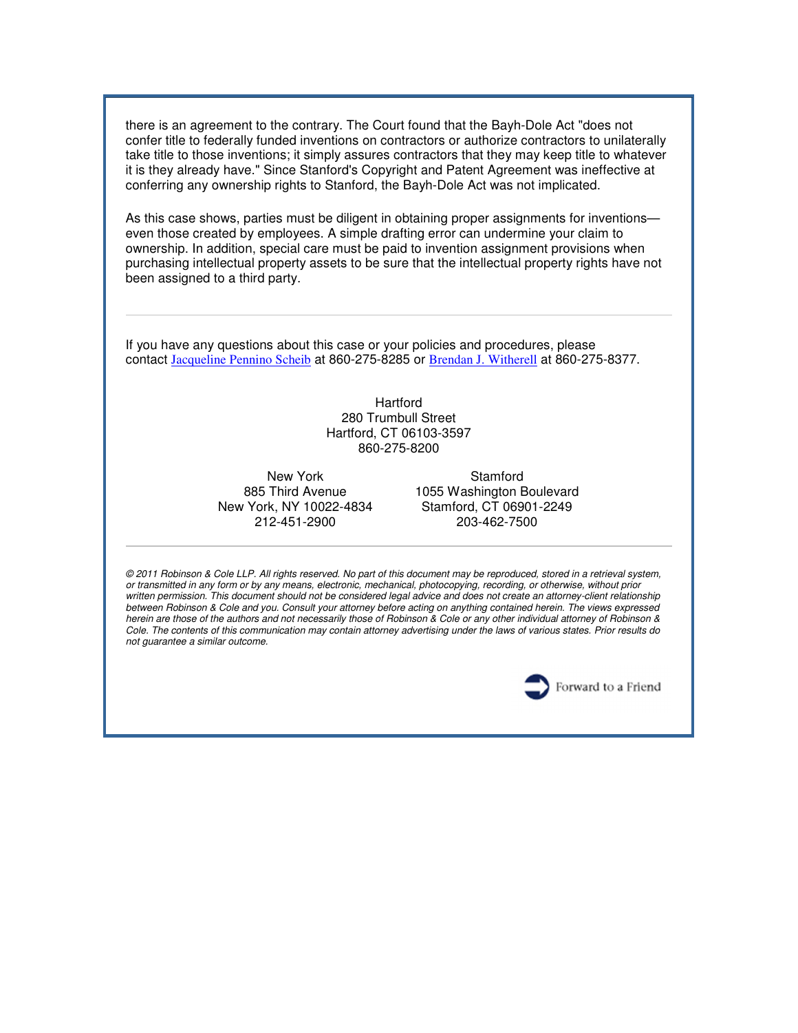there is an agreement to the contrary. The Court found that the Bayh-Dole Act "does not confer title to federally funded inventions on contractors or authorize contractors to unilaterally take title to those inventions; it simply assures contractors that they may keep title to whatever it is they already have." Since Stanford's Copyright and Patent Agreement was ineffective at conferring any ownership rights to Stanford, the Bayh-Dole Act was not implicated.

As this case shows, parties must be diligent in obtaining proper assignments for inventions—even those created by employees. A simple drafting error can undermine your claim to ownership. In addition, special care must be paid to invention assignment provisions when purchasing intellectual property assets to be sure that the intellectual property rights have not been assigned to a third party.

---

If you have any questions about this case or your policies and procedures, please contact Jacqueline Pennino Scheib at 860-275-8285 or Brendan J. Witherell at 860-275-8377.

Hartford
280 Trumbull Street
Hartford, CT 06103-3597
860-275-8200

New York
885 Third Avenue
New York, NY 10022-4834
212-451-2900

Stamford
1055 Washington Boulevard
Stamford, CT 06901-2249
203-462-7500

---

*© 2011 Robinson & Cole LLP. All rights reserved. No part of this document may be reproduced, stored in a retrieval system, or transmitted in any form or by any means, electronic, mechanical, photocopying, recording, or otherwise, without prior written permission. This document should not be considered legal advice and does not create an attorney-client relationship between Robinson & Cole and you. Consult your attorney before acting on anything contained herein. The views expressed herein are those of the authors and not necessarily those of Robinson & Cole or any other individual attorney of Robinson & Cole. The contents of this communication may contain attorney advertising under the laws of various states. Prior results do not guarantee a similar outcome.*

Forward to a Friend